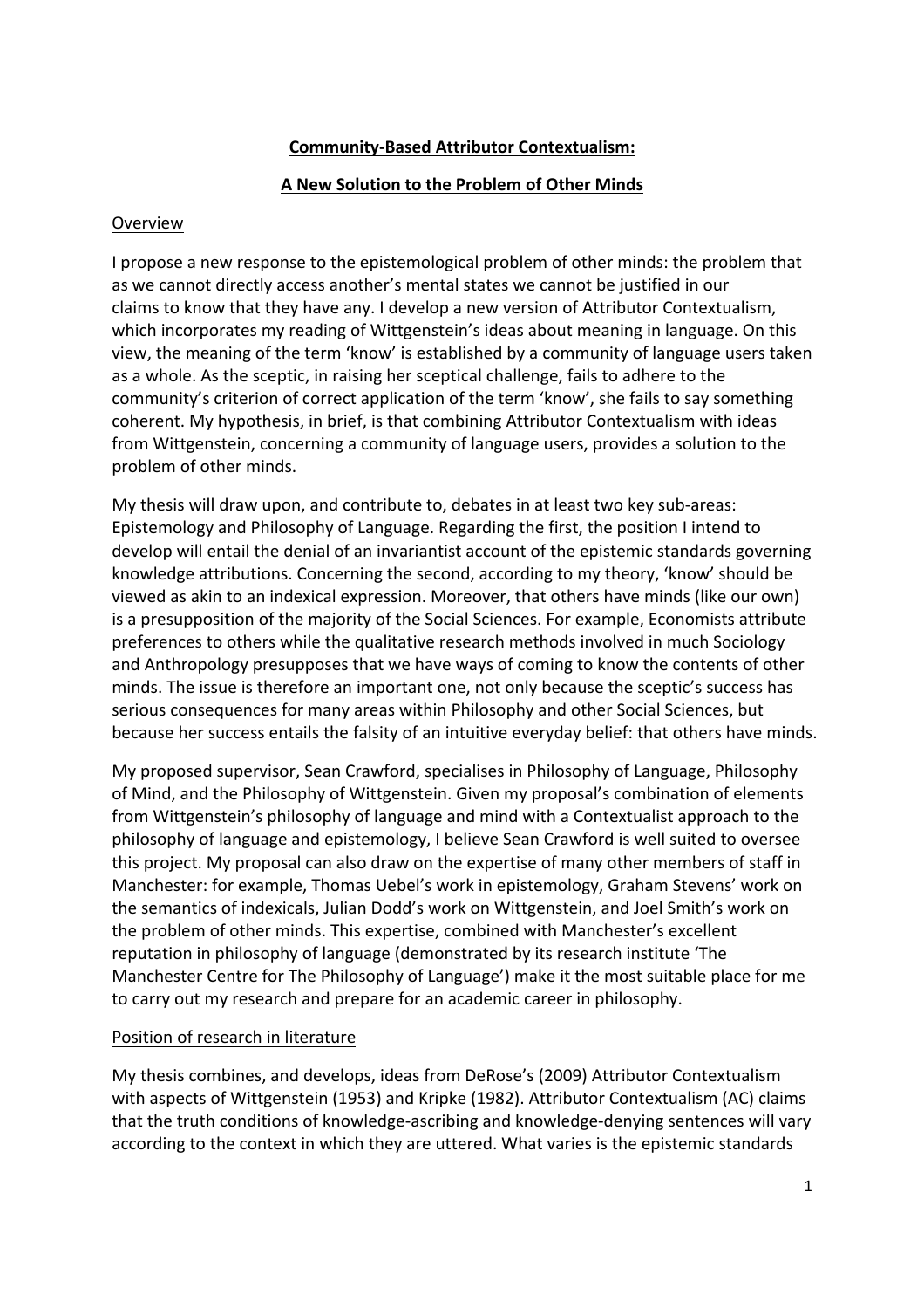**Community-Based Attributor Contextualism:**

**A New Solution to the Problem of Other Minds**

Overview

I propose a new response to the epistemological problem of other minds: the problem that as we cannot directly access another's mental states we cannot be justified in our claims to know that they have any. I develop a new version of Attributor Contextualism, which incorporates my reading of Wittgenstein's ideas about meaning in language. On this view, the meaning of the term 'know' is established by a community of language users taken as a whole. As the sceptic, in raising her sceptical challenge, fails to adhere to the community's criterion of correct application of the term 'know', she fails to say something coherent. My hypothesis, in brief, is that combining Attributor Contextualism with ideas from Wittgenstein, concerning a community of language users, provides a solution to the problem of other minds.

My thesis will draw upon, and contribute to, debates in at least two key sub-areas: Epistemology and Philosophy of Language. Regarding the first, the position I intend to develop will entail the denial of an invariantist account of the epistemic standards governing knowledge attributions. Concerning the second, according to my theory, 'know' should be viewed as akin to an indexical expression. Moreover, that others have minds (like our own) is a presupposition of the majority of the Social Sciences. For example, Economists attribute preferences to others while the qualitative research methods involved in much Sociology and Anthropology presupposes that we have ways of coming to know the contents of other minds. The issue is therefore an important one, not only because the sceptic's success has serious consequences for many areas within Philosophy and other Social Sciences, but because her success entails the falsity of an intuitive everyday belief: that others have minds.

My proposed supervisor, Sean Crawford, specialises in Philosophy of Language, Philosophy of Mind, and the Philosophy of Wittgenstein. Given my proposal's combination of elements from Wittgenstein's philosophy of language and mind with a Contextualist approach to the philosophy of language and epistemology, I believe Sean Crawford is well suited to oversee this project. My proposal can also draw on the expertise of many other members of staff in Manchester: for example, Thomas Uebel's work in epistemology, Graham Stevens' work on the semantics of indexicals, Julian Dodd's work on Wittgenstein, and Joel Smith's work on the problem of other minds. This expertise, combined with Manchester's excellent reputation in philosophy of language (demonstrated by its research institute 'The Manchester Centre for The Philosophy of Language') make it the most suitable place for me to carry out my research and prepare for an academic career in philosophy.

Position of research in literature

My thesis combines, and develops, ideas from DeRose's (2009) Attributor Contextualism with aspects of Wittgenstein (1953) and Kripke (1982). Attributor Contextualism (AC) claims that the truth conditions of knowledge-ascribing and knowledge-denying sentences will vary according to the context in which they are uttered. What varies is the epistemic standards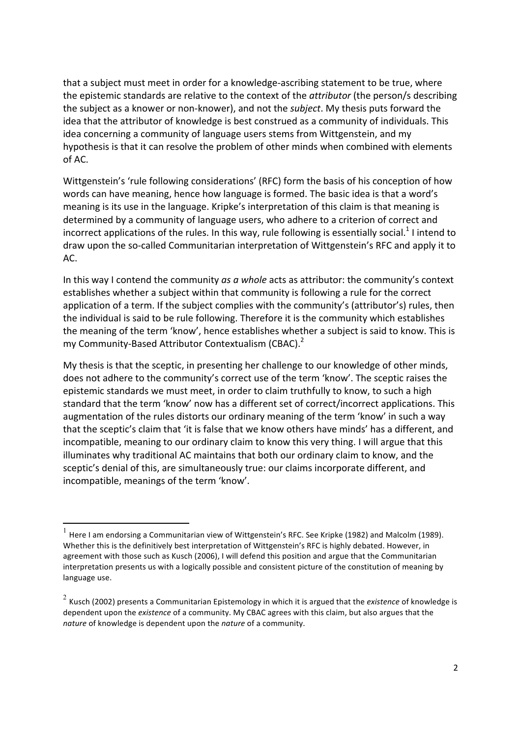that a subject must meet in order for a knowledge-ascribing statement to be true, where the epistemic standards are relative to the context of the *attributor* (the person/s describing the subject as a knower or non-knower), and not the *subject*. My thesis puts forward the idea that the attributor of knowledge is best construed as a community of individuals. This idea concerning a community of language users stems from Wittgenstein, and my hypothesis is that it can resolve the problem of other minds when combined with elements of AC.

Wittgenstein's 'rule following considerations' (RFC) form the basis of his conception of how words can have meaning, hence how language is formed. The basic idea is that a word's meaning is its use in the language. Kripke's interpretation of this claim is that meaning is determined by a community of language users, who adhere to a criterion of correct and incorrect applications of the rules. In this way, rule following is essentially social.[1] I intend to draw upon the so-called Communitarian interpretation of Wittgenstein's RFC and apply it to AC.

In this way I contend the community *as a whole* acts as attributor: the community's context establishes whether a subject within that community is following a rule for the correct application of a term. If the subject complies with the community's (attributor's) rules, then the individual is said to be rule following. Therefore it is the community which establishes the meaning of the term 'know', hence establishes whether a subject is said to know. This is my Community-Based Attributor Contextualism (CBAC).[2]

My thesis is that the sceptic, in presenting her challenge to our knowledge of other minds, does not adhere to the community's correct use of the term 'know'. The sceptic raises the epistemic standards we must meet, in order to claim truthfully to know, to such a high standard that the term 'know' now has a different set of correct/incorrect applications. This augmentation of the rules distorts our ordinary meaning of the term 'know' in such a way that the sceptic's claim that 'it is false that we know others have minds' has a different, and incompatible, meaning to our ordinary claim to know this very thing. I will argue that this illuminates why traditional AC maintains that both our ordinary claim to know, and the sceptic's denial of this, are simultaneously true: our claims incorporate different, and incompatible, meanings of the term 'know'.

---

[1] Here I am endorsing a Communitarian view of Wittgenstein's RFC. See Kripke (1982) and Malcolm (1989). Whether this is the definitively best interpretation of Wittgenstein's RFC is highly debated. However, in agreement with those such as Kusch (2006), I will defend this position and argue that the Communitarian interpretation presents us with a logically possible and consistent picture of the constitution of meaning by language use.

[2] Kusch (2002) presents a Communitarian Epistemology in which it is argued that the *existence* of knowledge is dependent upon the *existence* of a community. My CBAC agrees with this claim, but also argues that the *nature* of knowledge is dependent upon the *nature* of a community.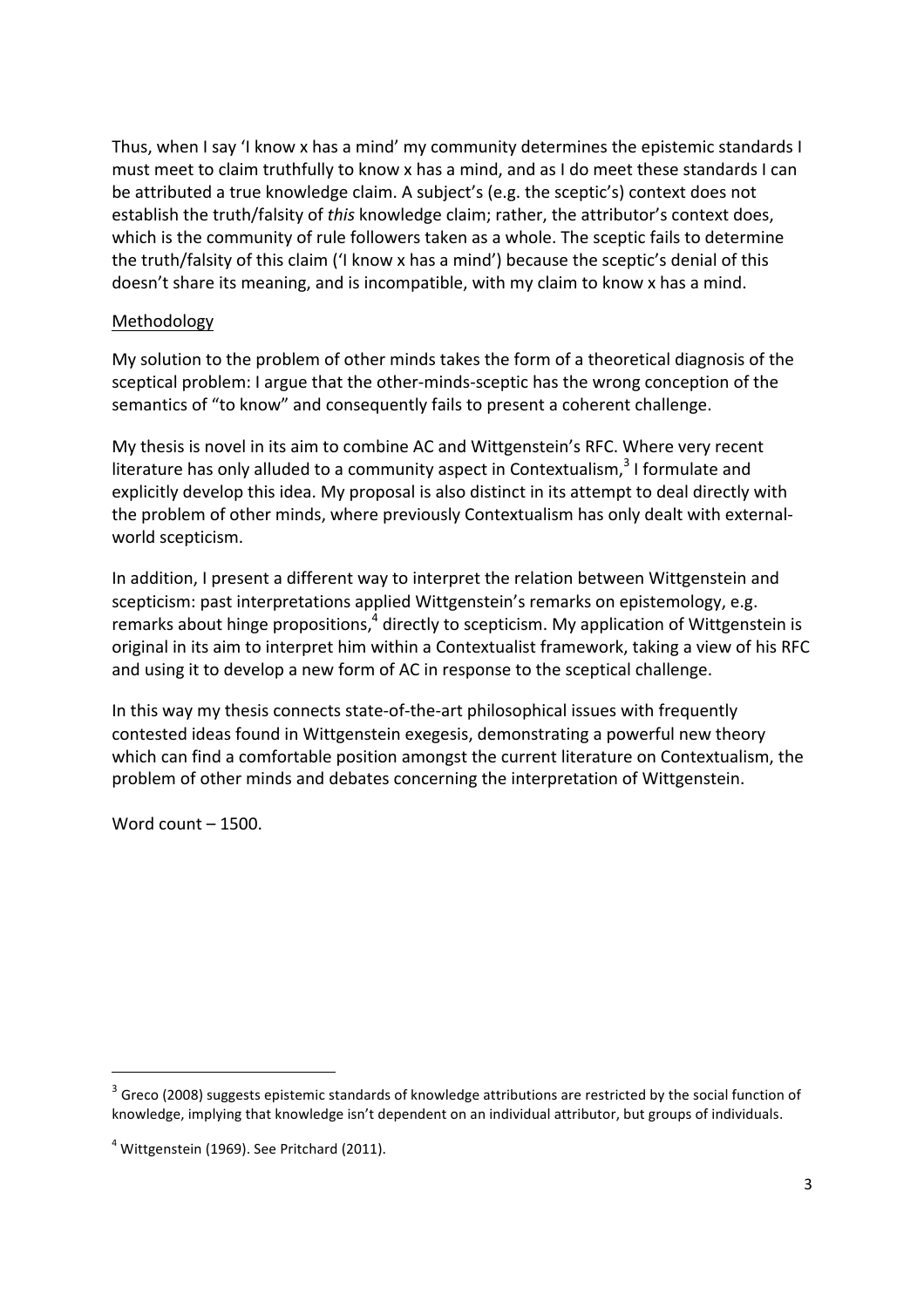Thus, when I say 'I know x has a mind' my community determines the epistemic standards I must meet to claim truthfully to know x has a mind, and as I do meet these standards I can be attributed a true knowledge claim. A subject's (e.g. the sceptic's) context does not establish the truth/falsity of *this* knowledge claim; rather, the attributor's context does, which is the community of rule followers taken as a whole. The sceptic fails to determine the truth/falsity of this claim ('I know x has a mind') because the sceptic's denial of this doesn't share its meaning, and is incompatible, with my claim to know x has a mind.

## Methodology

My solution to the problem of other minds takes the form of a theoretical diagnosis of the sceptical problem: I argue that the other-minds-sceptic has the wrong conception of the semantics of "to know" and consequently fails to present a coherent challenge.

My thesis is novel in its aim to combine AC and Wittgenstein's RFC. Where very recent literature has only alluded to a community aspect in Contextualism,[3] I formulate and explicitly develop this idea. My proposal is also distinct in its attempt to deal directly with the problem of other minds, where previously Contextualism has only dealt with external-world scepticism.

In addition, I present a different way to interpret the relation between Wittgenstein and scepticism: past interpretations applied Wittgenstein's remarks on epistemology, e.g. remarks about hinge propositions,[4] directly to scepticism. My application of Wittgenstein is original in its aim to interpret him within a Contextualist framework, taking a view of his RFC and using it to develop a new form of AC in response to the sceptical challenge.

In this way my thesis connects state-of-the-art philosophical issues with frequently contested ideas found in Wittgenstein exegesis, demonstrating a powerful new theory which can find a comfortable position amongst the current literature on Contextualism, the problem of other minds and debates concerning the interpretation of Wittgenstein.

Word count – 1500.

---

[3] Greco (2008) suggests epistemic standards of knowledge attributions are restricted by the social function of knowledge, implying that knowledge isn't dependent on an individual attributor, but groups of individuals.

[4] Wittgenstein (1969). See Pritchard (2011).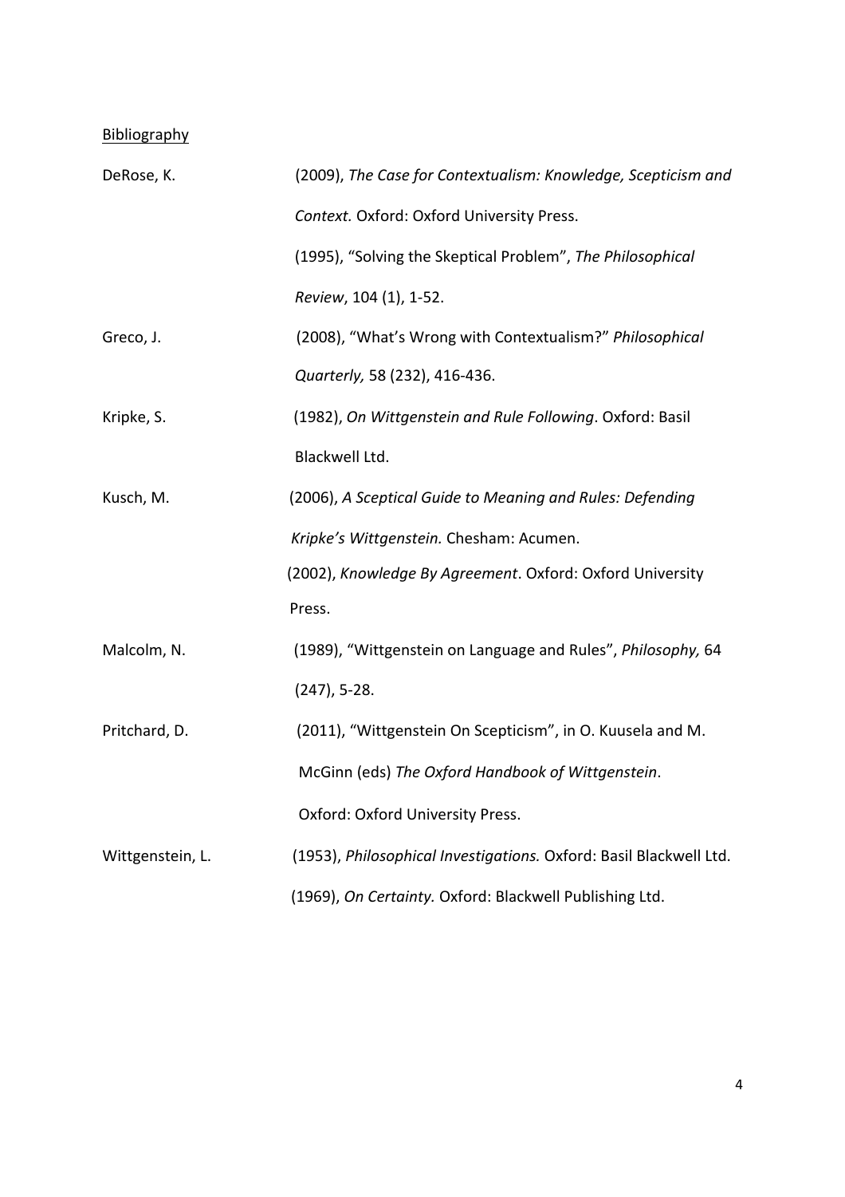<u>Bibliography</u>

DeRose, K. (2009), *The Case for Contextualism: Knowledge, Scepticism and Context.* Oxford: Oxford University Press.

(1995), "Solving the Skeptical Problem", *The Philosophical Review*, 104 (1), 1-52.

Greco, J. (2008), "What's Wrong with Contextualism?" *Philosophical Quarterly,* 58 (232), 416-436.

Kripke, S. (1982), *On Wittgenstein and Rule Following*. Oxford: Basil Blackwell Ltd.

Kusch, M. (2006), *A Sceptical Guide to Meaning and Rules: Defending Kripke's Wittgenstein.* Chesham: Acumen.

(2002), *Knowledge By Agreement*. Oxford: Oxford University Press.

Malcolm, N. (1989), "Wittgenstein on Language and Rules", *Philosophy,* 64 (247), 5-28.

Pritchard, D. (2011), "Wittgenstein On Scepticism", in O. Kuusela and M. McGinn (eds) *The Oxford Handbook of Wittgenstein*. Oxford: Oxford University Press.

Wittgenstein, L. (1953), *Philosophical Investigations.* Oxford: Basil Blackwell Ltd.

(1969), *On Certainty.* Oxford: Blackwell Publishing Ltd.